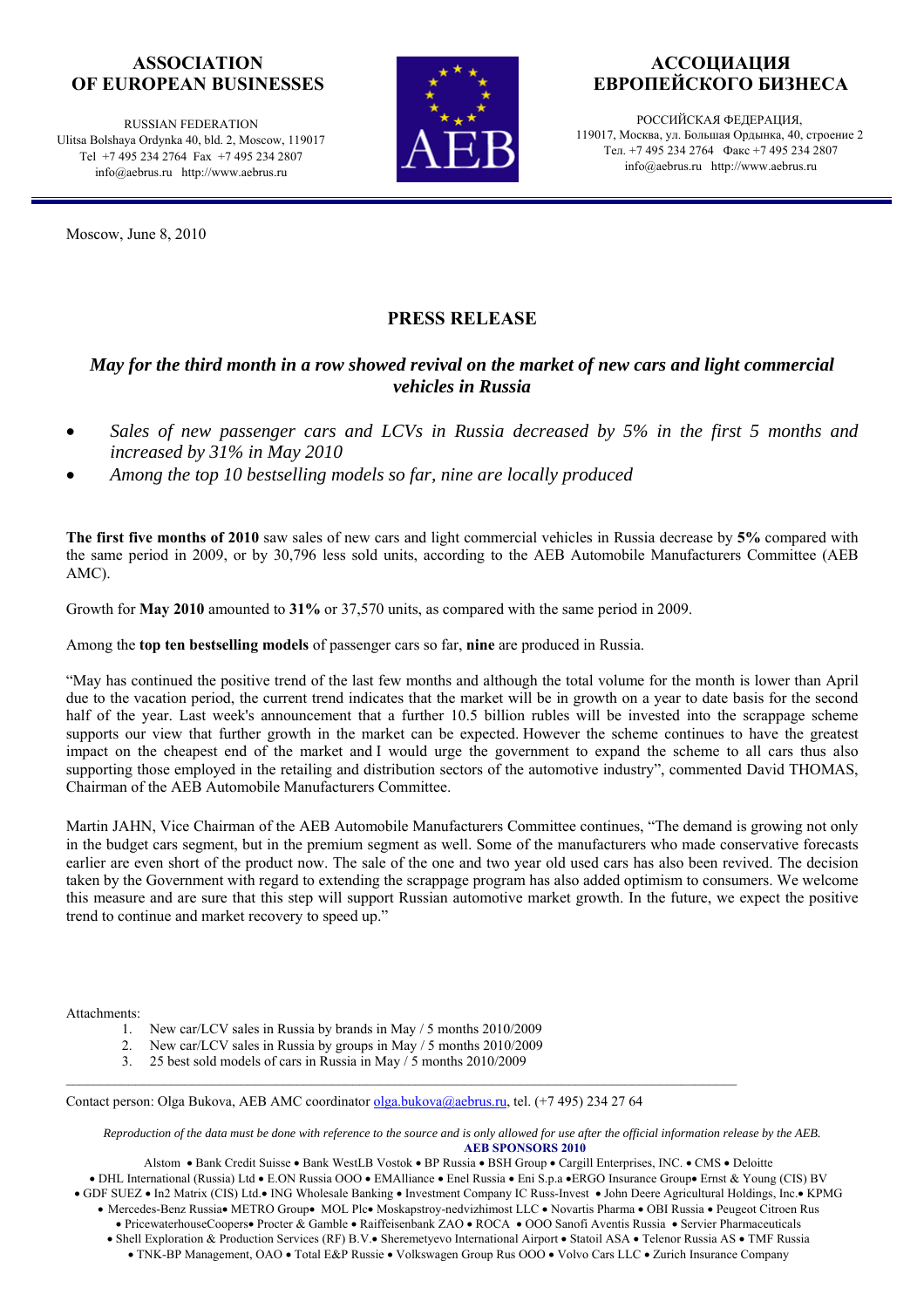**ASSOCIATION OF EUROPEAN BUSINESSES**

RUSSIAN FEDERATION
Ulitsa Bolshaya Ordynka 40, bld. 2, Moscow, 119017
Tel +7 495 234 2764 Fax +7 495 234 2807
info@aebrus.ru http://www.aebrus.ru

**АССОЦИАЦИЯ ЕВРОПЕЙСКОГО БИЗНЕСА**

РОССИЙСКАЯ ФЕДЕРАЦИЯ,
119017, Москва, ул. Большая Ордынка, 40, строение 2
Тел. +7 495 234 2764 Факс +7 495 234 2807
info@aebrus.ru http://www.aebrus.ru

Moscow, June 8, 2010

# PRESS RELEASE

## *May for the third month in a row showed revival on the market of new cars and light commercial vehicles in Russia*

- *Sales of new passenger cars and LCVs in Russia decreased by 5% in the first 5 months and increased by 31% in May 2010*
- *Among the top 10 bestselling models so far, nine are locally produced*

**The first five months of 2010** saw sales of new cars and light commercial vehicles in Russia decrease by **5%** compared with the same period in 2009, or by 30,796 less sold units, according to the AEB Automobile Manufacturers Committee (AEB AMC).

Growth for **May 2010** amounted to **31%** or 37,570 units, as compared with the same period in 2009.

Among the **top ten bestselling models** of passenger cars so far, **nine** are produced in Russia.

"May has continued the positive trend of the last few months and although the total volume for the month is lower than April due to the vacation period, the current trend indicates that the market will be in growth on a year to date basis for the second half of the year. Last week's announcement that a further 10.5 billion rubles will be invested into the scrappage scheme supports our view that further growth in the market can be expected. However the scheme continues to have the greatest impact on the cheapest end of the market and I would urge the government to expand the scheme to all cars thus also supporting those employed in the retailing and distribution sectors of the automotive industry", commented David THOMAS, Chairman of the AEB Automobile Manufacturers Committee.

Martin JAHN, Vice Chairman of the AEB Automobile Manufacturers Committee continues, "The demand is growing not only in the budget cars segment, but in the premium segment as well. Some of the manufacturers who made conservative forecasts earlier are even short of the product now. The sale of the one and two year old used cars has also been revived. The decision taken by the Government with regard to extending the scrappage program has also added optimism to consumers. We welcome this measure and are sure that this step will support Russian automotive market growth. In the future, we expect the positive trend to continue and market recovery to speed up."

Attachments:

1. New car/LCV sales in Russia by brands in May / 5 months 2010/2009
2. New car/LCV sales in Russia by groups in May / 5 months 2010/2009
3. 25 best sold models of cars in Russia in May / 5 months 2010/2009

---

Contact person: Olga Bukova, AEB AMC coordinator olga.bukova@aebrus.ru, tel. (+7 495) 234 27 64

*Reproduction of the data must be done with reference to the source and is only allowed for use after the official information release by the AEB.*

**AEB SPONSORS 2010**

Alstom • Bank Credit Suisse • Bank WestLB Vostok • BP Russia • BSH Group • Cargill Enterprises, INC. • CMS • Deloitte • DHL International (Russia) Ltd • E.ON Russia OOO • EMAlliance • Enel Russia • Eni S.p.a • ERGO Insurance Group • Ernst & Young (CIS) BV • GDF SUEZ • In2 Matrix (CIS) Ltd. • ING Wholesale Banking • Investment Company IC Russ-Invest • John Deere Agricultural Holdings, Inc. • KPMG • Mercedes-Benz Russia • METRO Group • MOL Plc • Moskapstroy-nedvizhimost LLC • Novartis Pharma • OBI Russia • Peugeot Citroen Rus • PricewaterhouseCoopers • Procter & Gamble • Raiffeisenbank ZAO • ROCA • OOO Sanofi Aventis Russia • Servier Pharmaceuticals • Shell Exploration & Production Services (RF) B.V. • Sheremetyevo International Airport • Statoil ASA • Telenor Russia AS • TMF Russia • TNK-BP Management, OAO • Total E&P Russie • Volkswagen Group Rus OOO • Volvo Cars LLC • Zurich Insurance Company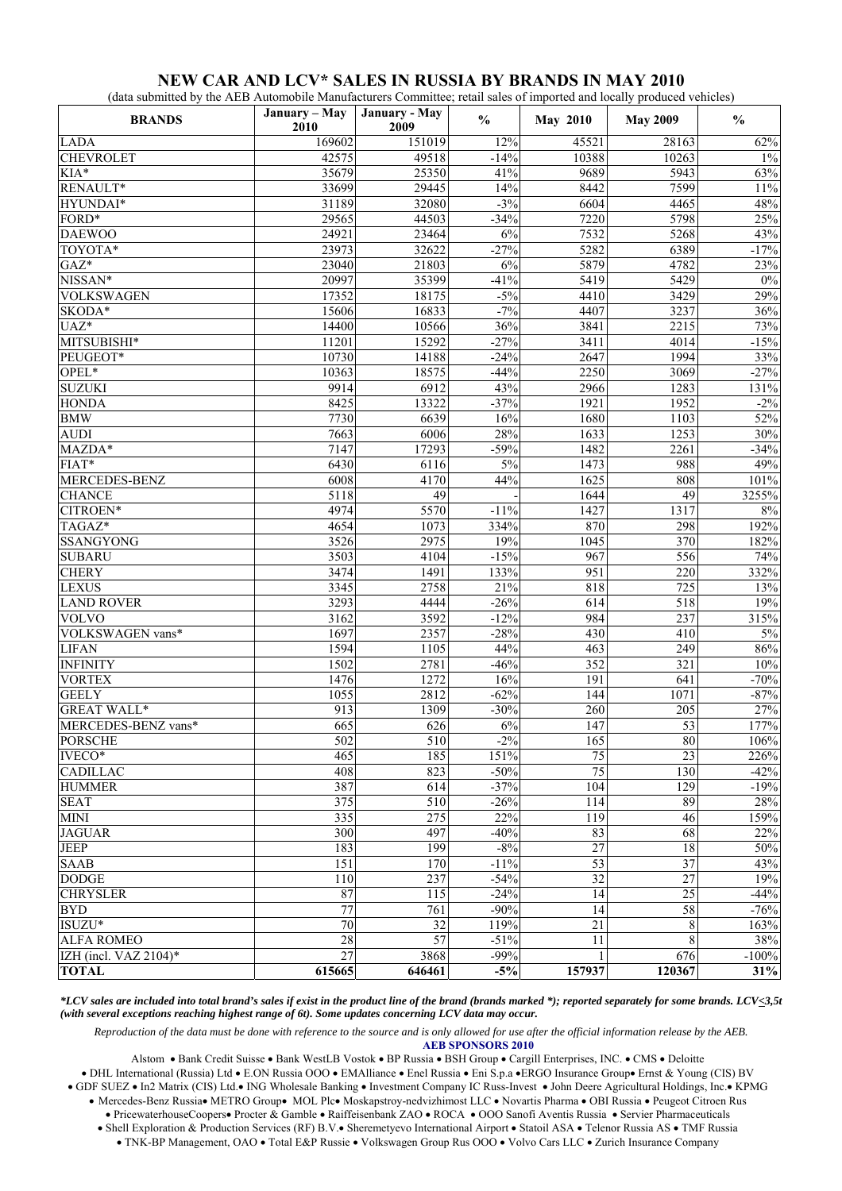# NEW CAR AND LCV* SALES IN RUSSIA BY BRANDS IN MAY 2010

(data submitted by the AEB Automobile Manufacturers Committee; retail sales of imported and locally produced vehicles)

| BRANDS | January – May 2010 | January - May 2009 | % | May 2010 | May 2009 | % |
|---|---|---|---|---|---|---|
| LADA | 169602 | 151019 | 12% | 45521 | 28163 | 62% |
| CHEVROLET | 42575 | 49518 | -14% | 10388 | 10263 | 1% |
| KIA* | 35679 | 25350 | 41% | 9689 | 5943 | 63% |
| RENAULT* | 33699 | 29445 | 14% | 8442 | 7599 | 11% |
| HYUNDAI* | 31189 | 32080 | -3% | 6604 | 4465 | 48% |
| FORD* | 29565 | 44503 | -34% | 7220 | 5798 | 25% |
| DAEWOO | 24921 | 23464 | 6% | 7532 | 5268 | 43% |
| TOYOTA* | 23973 | 32622 | -27% | 5282 | 6389 | -17% |
| GAZ* | 23040 | 21803 | 6% | 5879 | 4782 | 23% |
| NISSAN* | 20997 | 35399 | -41% | 5419 | 5429 | 0% |
| VOLKSWAGEN | 17352 | 18175 | -5% | 4410 | 3429 | 29% |
| SKODA* | 15606 | 16833 | -7% | 4407 | 3237 | 36% |
| UAZ* | 14400 | 10566 | 36% | 3841 | 2215 | 73% |
| MITSUBISHI* | 11201 | 15292 | -27% | 3411 | 4014 | -15% |
| PEUGEOT* | 10730 | 14188 | -24% | 2647 | 1994 | 33% |
| OPEL* | 10363 | 18575 | -44% | 2250 | 3069 | -27% |
| SUZUKI | 9914 | 6912 | 43% | 2966 | 1283 | 131% |
| HONDA | 8425 | 13322 | -37% | 1921 | 1952 | -2% |
| BMW | 7730 | 6639 | 16% | 1680 | 1103 | 52% |
| AUDI | 7663 | 6006 | 28% | 1633 | 1253 | 30% |
| MAZDA* | 7147 | 17293 | -59% | 1482 | 2261 | -34% |
| FIAT* | 6430 | 6116 | 5% | 1473 | 988 | 49% |
| MERCEDES-BENZ | 6008 | 4170 | 44% | 1625 | 808 | 101% |
| CHANCE | 5118 | 49 | - | 1644 | 49 | 3255% |
| CITROEN* | 4974 | 5570 | -11% | 1427 | 1317 | 8% |
| TAGAZ* | 4654 | 1073 | 334% | 870 | 298 | 192% |
| SSANGYONG | 3526 | 2975 | 19% | 1045 | 370 | 182% |
| SUBARU | 3503 | 4104 | -15% | 967 | 556 | 74% |
| CHERY | 3474 | 1491 | 133% | 951 | 220 | 332% |
| LEXUS | 3345 | 2758 | 21% | 818 | 725 | 13% |
| LAND ROVER | 3293 | 4444 | -26% | 614 | 518 | 19% |
| VOLVO | 3162 | 3592 | -12% | 984 | 237 | 315% |
| VOLKSWAGEN vans* | 1697 | 2357 | -28% | 430 | 410 | 5% |
| LIFAN | 1594 | 1105 | 44% | 463 | 249 | 86% |
| INFINITY | 1502 | 2781 | -46% | 352 | 321 | 10% |
| VORTEX | 1476 | 1272 | 16% | 191 | 641 | -70% |
| GEELY | 1055 | 2812 | -62% | 144 | 1071 | -87% |
| GREAT WALL* | 913 | 1309 | -30% | 260 | 205 | 27% |
| MERCEDES-BENZ vans* | 665 | 626 | 6% | 147 | 53 | 177% |
| PORSCHE | 502 | 510 | -2% | 165 | 80 | 106% |
| IVECO* | 465 | 185 | 151% | 75 | 23 | 226% |
| CADILLAC | 408 | 823 | -50% | 75 | 130 | -42% |
| HUMMER | 387 | 614 | -37% | 104 | 129 | -19% |
| SEAT | 375 | 510 | -26% | 114 | 89 | 28% |
| MINI | 335 | 275 | 22% | 119 | 46 | 159% |
| JAGUAR | 300 | 497 | -40% | 83 | 68 | 22% |
| JEEP | 183 | 199 | -8% | 27 | 18 | 50% |
| SAAB | 151 | 170 | -11% | 53 | 37 | 43% |
| DODGE | 110 | 237 | -54% | 32 | 27 | 19% |
| CHRYSLER | 87 | 115 | -24% | 14 | 25 | -44% |
| BYD | 77 | 761 | -90% | 14 | 58 | -76% |
| ISUZU* | 70 | 32 | 119% | 21 | 8 | 163% |
| ALFA ROMEO | 28 | 57 | -51% | 11 | 8 | 38% |
| IZH (incl. VAZ 2104)* | 27 | 3868 | -99% | 1 | 676 | -100% |
| **TOTAL** | **615665** | **646461** | **-5%** | **157937** | **120367** | **31%** |

***LCV sales are included into total brand's sales if exist in the product line of the brand (brands marked *); reported separately for some brands. LCV≤3,5t (with several exceptions reaching highest range of 6t). Some updates concerning LCV data may occur.***

*Reproduction of the data must be done with reference to the source and is only allowed for use after the official information release by the AEB.*

**AEB SPONSORS 2010**

Alstom • Bank Credit Suisse • Bank WestLB Vostok • BP Russia • BSH Group • Cargill Enterprises, INC. • CMS • Deloitte • DHL International (Russia) Ltd • E.ON Russia OOO • EMAlliance • Enel Russia • Eni S.p.a •ERGO Insurance Group• Ernst & Young (CIS) BV • GDF SUEZ • In2 Matrix (CIS) Ltd.• ING Wholesale Banking • Investment Company IC Russ-Invest • John Deere Agricultural Holdings, Inc.• KPMG • Mercedes-Benz Russia• METRO Group• MOL Plc• Moskapstroy-nedvizhimost LLC • Novartis Pharma • OBI Russia • Peugeot Citroen Rus • PricewaterhouseCoopers• Procter & Gamble • Raiffeisenbank ZAO • ROCA • OOO Sanofi Aventis Russia • Servier Pharmaceuticals • Shell Exploration & Production Services (RF) B.V.• Sheremetyevo International Airport • Statoil ASA • Telenor Russia AS • TMF Russia • TNK-BP Management, OAO • Total E&P Russie • Volkswagen Group Rus OOO • Volvo Cars LLC • Zurich Insurance Company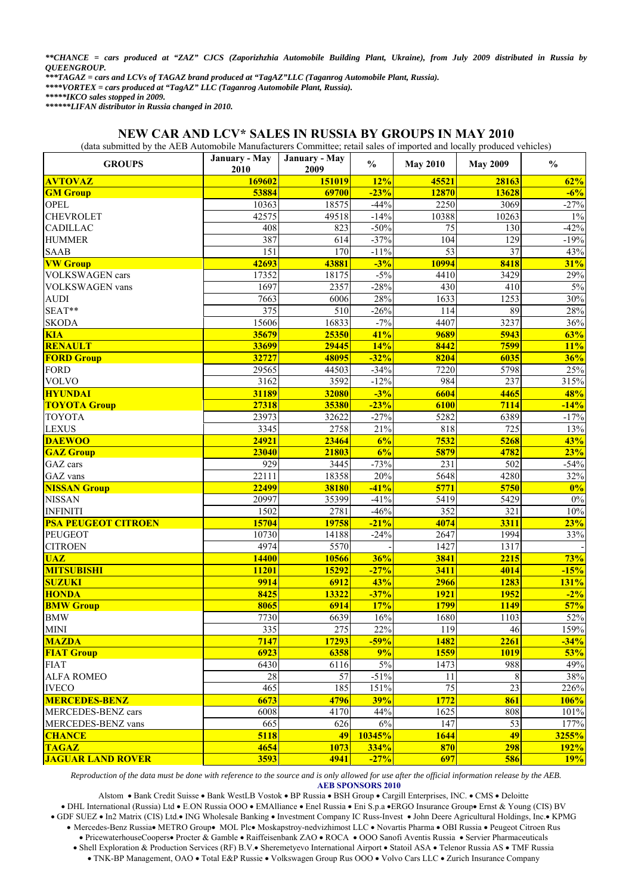***CHANCE = cars produced at "ZAZ" CJCS (Zaporizhzhia Automobile Building Plant, Ukraine), from July 2009 distributed in Russia by QUEENGROUP.**

****TAGAZ = cars and LCVs of TAGAZ brand produced at "TagAZ"LLC (Taganrog Automobile Plant, Russia).***

*****VORTEX = cars produced at "TagAZ" LLC (Taganrog Automobile Plant, Russia).***

******IKCO sales stopped in 2009.***

*******LIFAN distributor in Russia changed in 2010.***

## NEW CAR AND LCV* SALES IN RUSSIA BY GROUPS IN MAY 2010

(data submitted by the AEB Automobile Manufacturers Committee; retail sales of imported and locally produced vehicles)

| GROUPS | January - May 2010 | January - May 2009 | % | May 2010 | May 2009 | % |
|---|---|---|---|---|---|---|
| **AVTOVAZ** | **169602** | **151019** | **12%** | **45521** | **28163** | **62%** |
| **GM Group** | **53884** | **69700** | **-23%** | **12870** | **13628** | **-6%** |
| OPEL | 10363 | 18575 | -44% | 2250 | 3069 | -27% |
| CHEVROLET | 42575 | 49518 | -14% | 10388 | 10263 | 1% |
| CADILLAC | 408 | 823 | -50% | 75 | 130 | -42% |
| HUMMER | 387 | 614 | -37% | 104 | 129 | -19% |
| SAAB | 151 | 170 | -11% | 53 | 37 | 43% |
| **VW Group** | **42693** | **43881** | **-3%** | **10994** | **8418** | **31%** |
| VOLKSWAGEN cars | 17352 | 18175 | -5% | 4410 | 3429 | 29% |
| VOLKSWAGEN vans | 1697 | 2357 | -28% | 430 | 410 | 5% |
| AUDI | 7663 | 6006 | 28% | 1633 | 1253 | 30% |
| SEAT** | 375 | 510 | -26% | 114 | 89 | 28% |
| SKODA | 15606 | 16833 | -7% | 4407 | 3237 | 36% |
| **KIA** | **35679** | **25350** | **41%** | **9689** | **5943** | **63%** |
| **RENAULT** | **33699** | **29445** | **14%** | **8442** | **7599** | **11%** |
| **FORD Group** | **32727** | **48095** | **-32%** | **8204** | **6035** | **36%** |
| FORD | 29565 | 44503 | -34% | 7220 | 5798 | 25% |
| VOLVO | 3162 | 3592 | -12% | 984 | 237 | 315% |
| **HYUNDAI** | **31189** | **32080** | **-3%** | **6604** | **4465** | **48%** |
| **TOYOTA Group** | **27318** | **35380** | **-23%** | **6100** | **7114** | **-14%** |
| TOYOTA | 23973 | 32622 | -27% | 5282 | 6389 | -17% |
| LEXUS | 3345 | 2758 | 21% | 818 | 725 | 13% |
| **DAEWOO** | **24921** | **23464** | **6%** | **7532** | **5268** | **43%** |
| **GAZ Group** | **23040** | **21803** | **6%** | **5879** | **4782** | **23%** |
| GAZ cars | 929 | 3445 | -73% | 231 | 502 | -54% |
| GAZ vans | 22111 | 18358 | 20% | 5648 | 4280 | 32% |
| **NISSAN Group** | **22499** | **38180** | **-41%** | **5771** | **5750** | **0%** |
| NISSAN | 20997 | 35399 | -41% | 5419 | 5429 | 0% |
| INFINITI | 1502 | 2781 | -46% | 352 | 321 | 10% |
| **PSA PEUGEOT CITROEN** | **15704** | **19758** | **-21%** | **4074** | **3311** | **23%** |
| PEUGEOT | 10730 | 14188 | -24% | 2647 | 1994 | 33% |
| CITROEN | 4974 | 5570 | - | 1427 | 1317 | - |
| **UAZ** | **14400** | **10566** | **36%** | **3841** | **2215** | **73%** |
| **MITSUBISHI** | **11201** | **15292** | **-27%** | **3411** | **4014** | **-15%** |
| **SUZUKI** | **9914** | **6912** | **43%** | **2966** | **1283** | **131%** |
| **HONDA** | **8425** | **13322** | **-37%** | **1921** | **1952** | **-2%** |
| **BMW Group** | **8065** | **6914** | **17%** | **1799** | **1149** | **57%** |
| BMW | 7730 | 6639 | 16% | 1680 | 1103 | 52% |
| MINI | 335 | 275 | 22% | 119 | 46 | 159% |
| **MAZDA** | **7147** | **17293** | **-59%** | **1482** | **2261** | **-34%** |
| **FIAT Group** | **6923** | **6358** | **9%** | **1559** | **1019** | **53%** |
| FIAT | 6430 | 6116 | 5% | 1473 | 988 | 49% |
| ALFA ROMEO | 28 | 57 | -51% | 11 | 8 | 38% |
| IVECO | 465 | 185 | 151% | 75 | 23 | 226% |
| **MERCEDES-BENZ** | **6673** | **4796** | **39%** | **1772** | **861** | **106%** |
| MERCEDES-BENZ cars | 6008 | 4170 | 44% | 1625 | 808 | 101% |
| MERCEDES-BENZ vans | 665 | 626 | 6% | 147 | 53 | 177% |
| **CHANCE** | **5118** | **49** | **10345%** | **1644** | **49** | **3255%** |
| **TAGAZ** | **4654** | **1073** | **334%** | **870** | **298** | **192%** |
| **JAGUAR LAND ROVER** | **3593** | **4941** | **-27%** | **697** | **586** | **19%** |

*Reproduction of the data must be done with reference to the source and is only allowed for use after the official information release by the AEB.*

**AEB SPONSORS 2010**

Alstom • Bank Credit Suisse • Bank WestLB Vostok • BP Russia • BSH Group • Cargill Enterprises, INC. • CMS • Deloitte • DHL International (Russia) Ltd • E.ON Russia OOO • EMAlliance • Enel Russia • Eni S.p.a •ERGO Insurance Group• Ernst & Young (CIS) BV • GDF SUEZ • In2 Matrix (CIS) Ltd.• ING Wholesale Banking • Investment Company IC Russ-Invest • John Deere Agricultural Holdings, Inc.• KPMG • Mercedes-Benz Russia• METRO Group• MOL Plc• Moskapstroy-nedvizhimost LLC • Novartis Pharma • OBI Russia • Peugeot Citroen Rus • PricewaterhouseCoopers• Procter & Gamble • Raiffeisenbank ZAO • ROCA • OOO Sanofi Aventis Russia • Servier Pharmaceuticals • Shell Exploration & Production Services (RF) B.V.• Sheremetyevo International Airport • Statoil ASA • Telenor Russia AS • TMF Russia • TNK-BP Management, OAO • Total E&P Russie • Volkswagen Group Rus OOO • Volvo Cars LLC • Zurich Insurance Company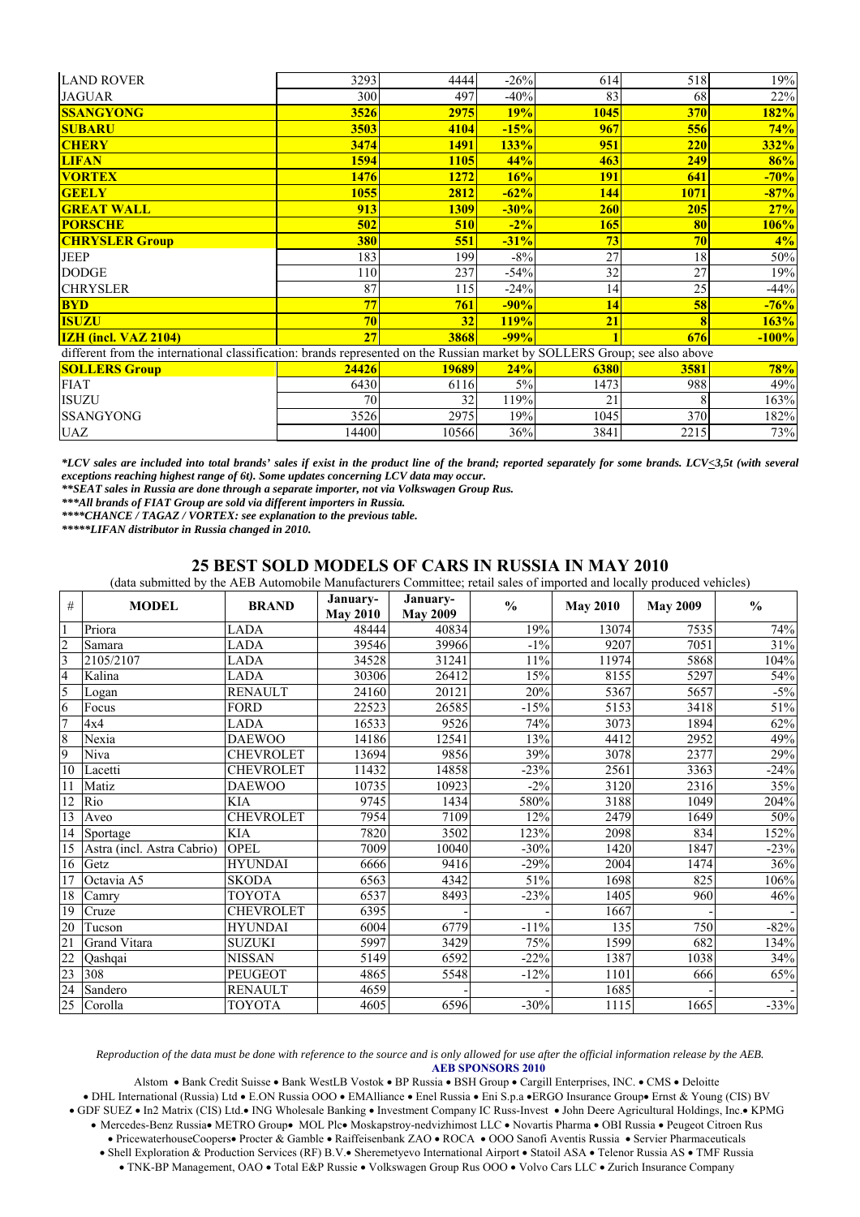| | | | | | | |
|---|---|---|---|---|---|---|
| LAND ROVER | 3293 | 4444 | -26% | 614 | 518 | 19% |
| JAGUAR | 300 | 497 | -40% | 83 | 68 | 22% |
| **SSANGYONG** | **3526** | **2975** | **19%** | **1045** | **370** | **182%** |
| **SUBARU** | **3503** | **4104** | **-15%** | **967** | **556** | **74%** |
| **CHERY** | **3474** | **1491** | **133%** | **951** | **220** | **332%** |
| **LIFAN** | **1594** | **1105** | **44%** | **463** | **249** | **86%** |
| **VORTEX** | **1476** | **1272** | **16%** | **191** | **641** | **-70%** |
| **GEELY** | **1055** | **2812** | **-62%** | **144** | **1071** | **-87%** |
| **GREAT WALL** | **913** | **1309** | **-30%** | **260** | **205** | **27%** |
| **PORSCHE** | **502** | **510** | **-2%** | **165** | **80** | **106%** |
| **CHRYSLER Group** | **380** | **551** | **-31%** | **73** | **70** | **4%** |
| JEEP | 183 | 199 | -8% | 27 | 18 | 50% |
| DODGE | 110 | 237 | -54% | 32 | 27 | 19% |
| CHRYSLER | 87 | 115 | -24% | 14 | 25 | -44% |
| **BYD** | **77** | **761** | **-90%** | **14** | **58** | **-76%** |
| **ISUZU** | **70** | **32** | **119%** | **21** | **8** | **163%** |
| **IZH (incl. VAZ 2104)** | **27** | **3868** | **-99%** | **1** | **676** | **-100%** |
| different from the international classification: brands represented on the Russian market by SOLLERS Group; see also above | | | | | | |
| **SOLLERS Group** | **24426** | **19689** | **24%** | **6380** | **3581** | **78%** |
| FIAT | 6430 | 6116 | 5% | 1473 | 988 | 49% |
| ISUZU | 70 | 32 | 119% | 21 | 8 | 163% |
| SSANGYONG | 3526 | 2975 | 19% | 1045 | 370 | 182% |
| UAZ | 14400 | 10566 | 36% | 3841 | 2215 | 73% |

***LCV sales are included into total brands' sales if exist in the product line of the brand; reported separately for some brands. LCV≤3,5t (with several exceptions reaching highest range of 6t). Some updates concerning LCV data may occur.***

***\*\*SEAT sales in Russia are done through a separate importer, not via Volkswagen Group Rus.***

***\*\*\*All brands of FIAT Group are sold via different importers in Russia.***

***\*\*\*\*CHANCE / TAGAZ / VORTEX: see explanation to the previous table.***

***\*\*\*\*\*LIFAN distributor in Russia changed in 2010.***

## 25 BEST SOLD MODELS OF CARS IN RUSSIA IN MAY 2010

(data submitted by the AEB Automobile Manufacturers Committee; retail sales of imported and locally produced vehicles)

| # | MODEL | BRAND | January-May 2010 | January-May 2009 | % | May 2010 | May 2009 | % |
|---|---|---|---|---|---|---|---|---|
| 1 | Priora | LADA | 48444 | 40834 | 19% | 13074 | 7535 | 74% |
| 2 | Samara | LADA | 39546 | 39966 | -1% | 9207 | 7051 | 31% |
| 3 | 2105/2107 | LADA | 34528 | 31241 | 11% | 11974 | 5868 | 104% |
| 4 | Kalina | LADA | 30306 | 26412 | 15% | 8155 | 5297 | 54% |
| 5 | Logan | RENAULT | 24160 | 20121 | 20% | 5367 | 5657 | -5% |
| 6 | Focus | FORD | 22523 | 26585 | -15% | 5153 | 3418 | 51% |
| 7 | 4x4 | LADA | 16533 | 9526 | 74% | 3073 | 1894 | 62% |
| 8 | Nexia | DAEWOO | 14186 | 12541 | 13% | 4412 | 2952 | 49% |
| 9 | Niva | CHEVROLET | 13694 | 9856 | 39% | 3078 | 2377 | 29% |
| 10 | Lacetti | CHEVROLET | 11432 | 14858 | -23% | 2561 | 3363 | -24% |
| 11 | Matiz | DAEWOO | 10735 | 10923 | -2% | 3120 | 2316 | 35% |
| 12 | Rio | KIA | 9745 | 1434 | 580% | 3188 | 1049 | 204% |
| 13 | Aveo | CHEVROLET | 7954 | 7109 | 12% | 2479 | 1649 | 50% |
| 14 | Sportage | KIA | 7820 | 3502 | 123% | 2098 | 834 | 152% |
| 15 | Astra (incl. Astra Cabrio) | OPEL | 7009 | 10040 | -30% | 1420 | 1847 | -23% |
| 16 | Getz | HYUNDAI | 6666 | 9416 | -29% | 2004 | 1474 | 36% |
| 17 | Octavia A5 | SKODA | 6563 | 4342 | 51% | 1698 | 825 | 106% |
| 18 | Camry | TOYOTA | 6537 | 8493 | -23% | 1405 | 960 | 46% |
| 19 | Cruze | CHEVROLET | 6395 | - | - | 1667 | - | - |
| 20 | Tucson | HYUNDAI | 6004 | 6779 | -11% | 135 | 750 | -82% |
| 21 | Grand Vitara | SUZUKI | 5997 | 3429 | 75% | 1599 | 682 | 134% |
| 22 | Qashqai | NISSAN | 5149 | 6592 | -22% | 1387 | 1038 | 34% |
| 23 | 308 | PEUGEOT | 4865 | 5548 | -12% | 1101 | 666 | 65% |
| 24 | Sandero | RENAULT | 4659 | - | - | 1685 | - | - |
| 25 | Corolla | TOYOTA | 4605 | 6596 | -30% | 1115 | 1665 | -33% |

*Reproduction of the data must be done with reference to the source and is only allowed for use after the official information release by the AEB.*

**AEB SPONSORS 2010**

Alstom • Bank Credit Suisse • Bank WestLB Vostok • BP Russia • BSH Group • Cargill Enterprises, INC. • CMS • Deloitte • DHL International (Russia) Ltd • E.ON Russia OOO • EMAlliance • Enel Russia • Eni S.p.a •ERGO Insurance Group• Ernst & Young (CIS) BV • GDF SUEZ • In2 Matrix (CIS) Ltd.• ING Wholesale Banking • Investment Company IC Russ-Invest • John Deere Agricultural Holdings, Inc.• KPMG • Mercedes-Benz Russia• METRO Group• MOL Plc• Moskapstroy-nedvizhimost LLC • Novartis Pharma • OBI Russia • Peugeot Citroen Rus • PricewaterhouseCoopers• Procter & Gamble • Raiffeisenbank ZAO • ROCA • OOO Sanofi Aventis Russia • Servier Pharmaceuticals • Shell Exploration & Production Services (RF) B.V.• Sheremetyevo International Airport • Statoil ASA • Telenor Russia AS • TMF Russia • TNK-BP Management, OAO • Total E&P Russie • Volkswagen Group Rus OOO • Volvo Cars LLC • Zurich Insurance Company